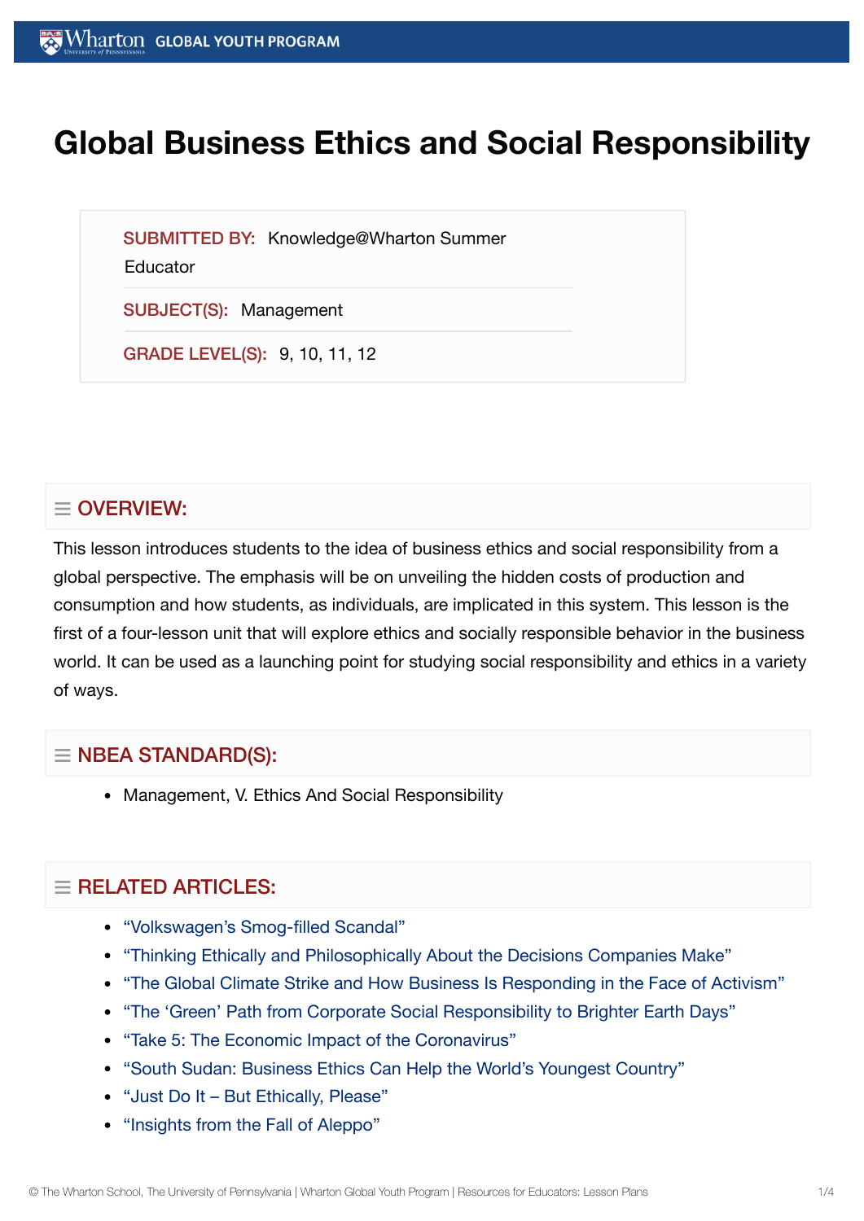# Global Business Ethics and Social Responsibility

**SUBMITTED BY:** Knowledge@Wharton Summer Educator

**SUBJECT(S):** Management

**GRADE LEVEL(S):** 9, 10, 11, 12

## OVERVIEW:

This lesson introduces students to the idea of business ethics and social responsibility from a global perspective. The emphasis will be on unveiling the hidden costs of production and consumption and how students, as individuals, are implicated in this system. This lesson is the first of a four-lesson unit that will explore ethics and socially responsible behavior in the business world. It can be used as a launching point for studying social responsibility and ethics in a variety of ways.

## NBEA STANDARD(S):

- Management, V. Ethics And Social Responsibility

## RELATED ARTICLES:

- "Volkswagen's Smog-filled Scandal"
- "Thinking Ethically and Philosophically About the Decisions Companies Make"
- "The Global Climate Strike and How Business Is Responding in the Face of Activism"
- "The 'Green' Path from Corporate Social Responsibility to Brighter Earth Days"
- "Take 5: The Economic Impact of the Coronavirus"
- "South Sudan: Business Ethics Can Help the World's Youngest Country"
- "Just Do It – But Ethically, Please"
- "Insights from the Fall of Aleppo"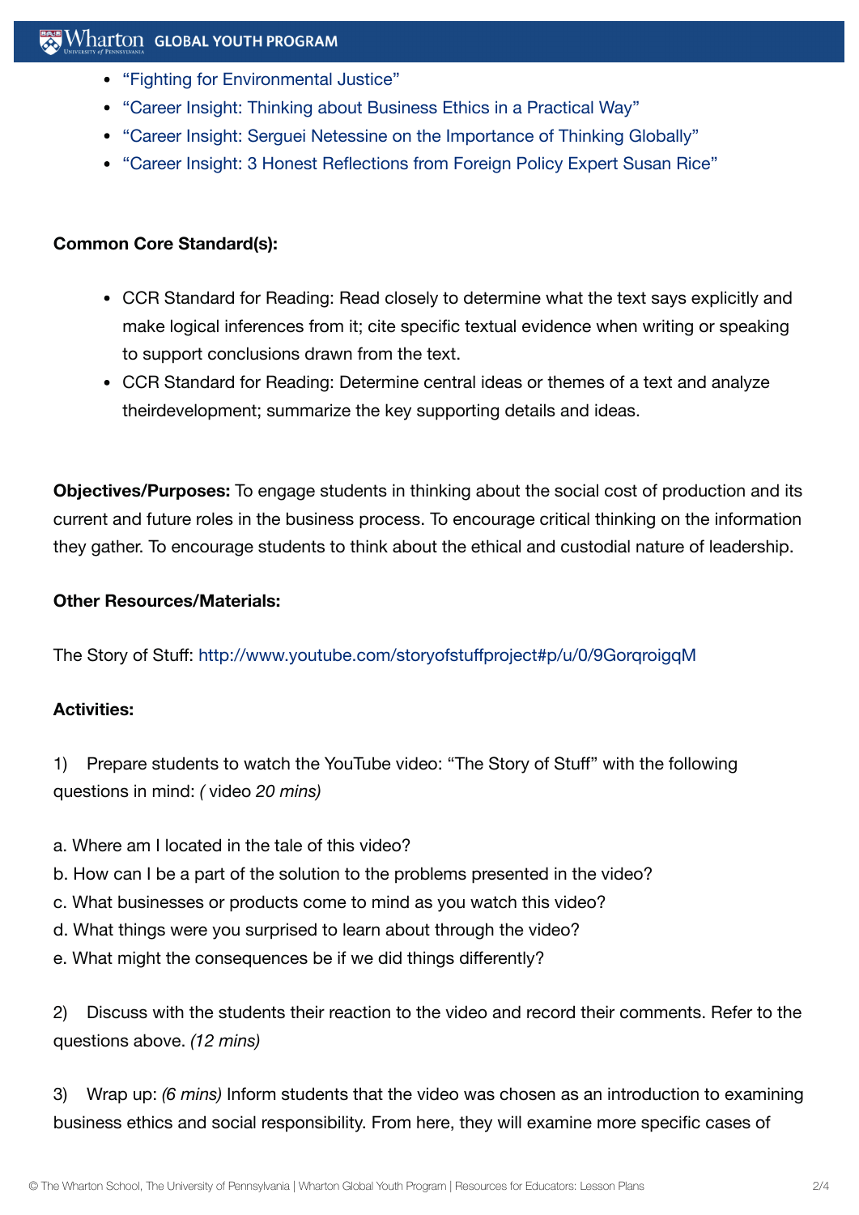- "Fighting for Environmental Justice"
- "Career Insight: Thinking about Business Ethics in a Practical Way"
- "Career Insight: Serguei Netessine on the Importance of Thinking Globally"
- "Career Insight: 3 Honest Reflections from Foreign Policy Expert Susan Rice"

**Common Core Standard(s):**

- CCR Standard for Reading: Read closely to determine what the text says explicitly and make logical inferences from it; cite specific textual evidence when writing or speaking to support conclusions drawn from the text.
- CCR Standard for Reading: Determine central ideas or themes of a text and analyze theirdevelopment; summarize the key supporting details and ideas.

**Objectives/Purposes:** To engage students in thinking about the social cost of production and its current and future roles in the business process. To encourage critical thinking on the information they gather. To encourage students to think about the ethical and custodial nature of leadership.

**Other Resources/Materials:**

The Story of Stuff: http://www.youtube.com/storyofstuffproject#p/u/0/9GorqroigqM

**Activities:**

1) Prepare students to watch the YouTube video: "The Story of Stuff" with the following questions in mind: *(* video *20 mins)*

a. Where am I located in the tale of this video?
b. How can I be a part of the solution to the problems presented in the video?
c. What businesses or products come to mind as you watch this video?
d. What things were you surprised to learn about through the video?
e. What might the consequences be if we did things differently?

2) Discuss with the students their reaction to the video and record their comments. Refer to the questions above. *(12 mins)*

3) Wrap up: *(6 mins)* Inform students that the video was chosen as an introduction to examining business ethics and social responsibility. From here, they will examine more specific cases of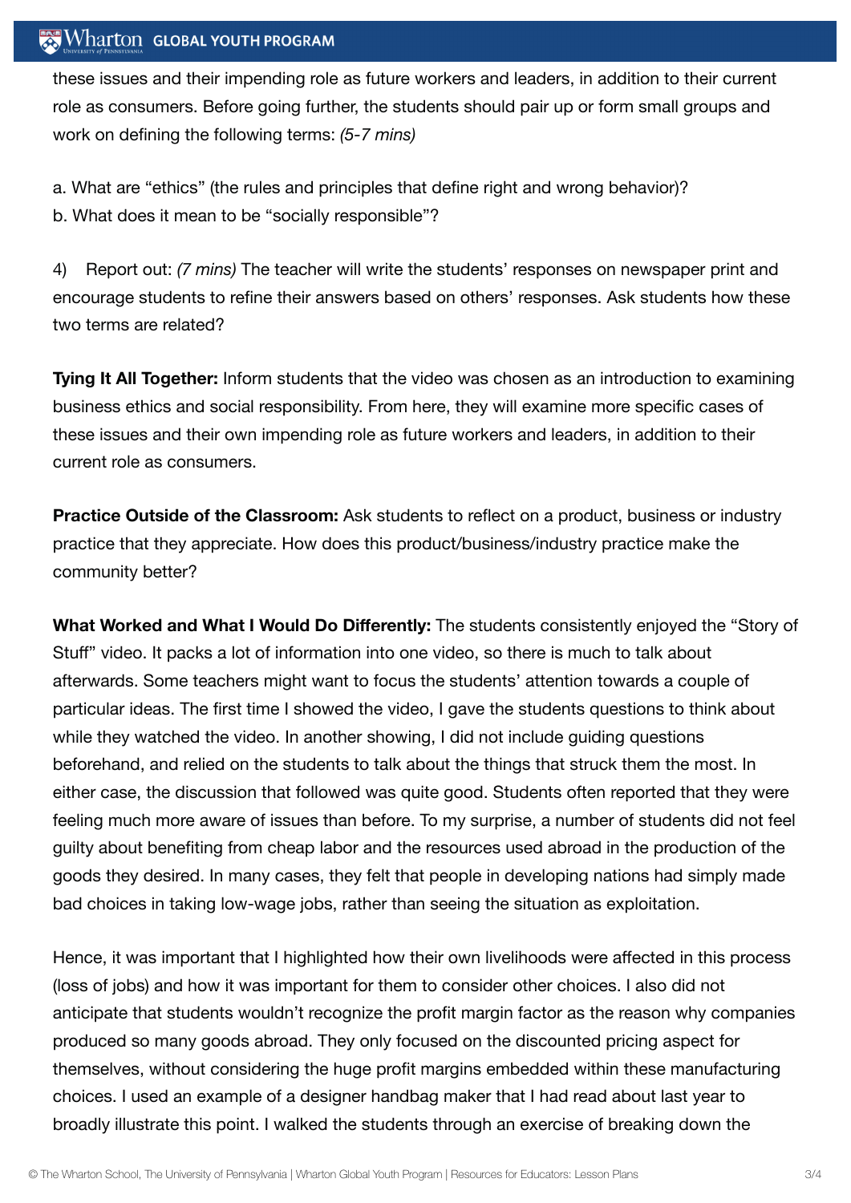these issues and their impending role as future workers and leaders, in addition to their current role as consumers. Before going further, the students should pair up or form small groups and work on defining the following terms: *(5-7 mins)*

a. What are "ethics" (the rules and principles that define right and wrong behavior)?
b. What does it mean to be "socially responsible"?

4) Report out: *(7 mins)* The teacher will write the students' responses on newspaper print and encourage students to refine their answers based on others' responses. Ask students how these two terms are related?

**Tying It All Together:** Inform students that the video was chosen as an introduction to examining business ethics and social responsibility. From here, they will examine more specific cases of these issues and their own impending role as future workers and leaders, in addition to their current role as consumers.

**Practice Outside of the Classroom:** Ask students to reflect on a product, business or industry practice that they appreciate. How does this product/business/industry practice make the community better?

**What Worked and What I Would Do Differently:** The students consistently enjoyed the "Story of Stuff" video. It packs a lot of information into one video, so there is much to talk about afterwards. Some teachers might want to focus the students' attention towards a couple of particular ideas. The first time I showed the video, I gave the students questions to think about while they watched the video. In another showing, I did not include guiding questions beforehand, and relied on the students to talk about the things that struck them the most. In either case, the discussion that followed was quite good. Students often reported that they were feeling much more aware of issues than before. To my surprise, a number of students did not feel guilty about benefiting from cheap labor and the resources used abroad in the production of the goods they desired. In many cases, they felt that people in developing nations had simply made bad choices in taking low-wage jobs, rather than seeing the situation as exploitation.

Hence, it was important that I highlighted how their own livelihoods were affected in this process (loss of jobs) and how it was important for them to consider other choices. I also did not anticipate that students wouldn't recognize the profit margin factor as the reason why companies produced so many goods abroad. They only focused on the discounted pricing aspect for themselves, without considering the huge profit margins embedded within these manufacturing choices. I used an example of a designer handbag maker that I had read about last year to broadly illustrate this point. I walked the students through an exercise of breaking down the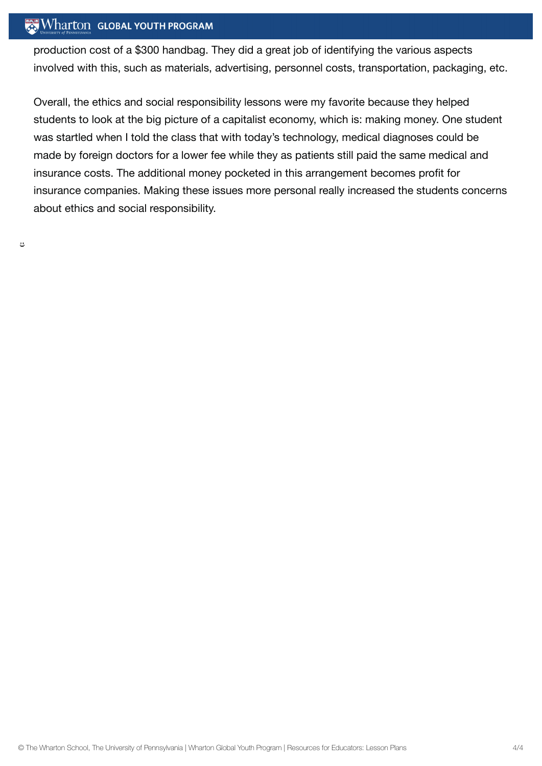production cost of a $300 handbag. They did a great job of identifying the various aspects involved with this, such as materials, advertising, personnel costs, transportation, packaging, etc.

Overall, the ethics and social responsibility lessons were my favorite because they helped students to look at the big picture of a capitalist economy, which is: making money. One student was startled when I told the class that with today's technology, medical diagnoses could be made by foreign doctors for a lower fee while they as patients still paid the same medical and insurance costs. The additional money pocketed in this arrangement becomes profit for insurance companies. Making these issues more personal really increased the students concerns about ethics and social responsibility.